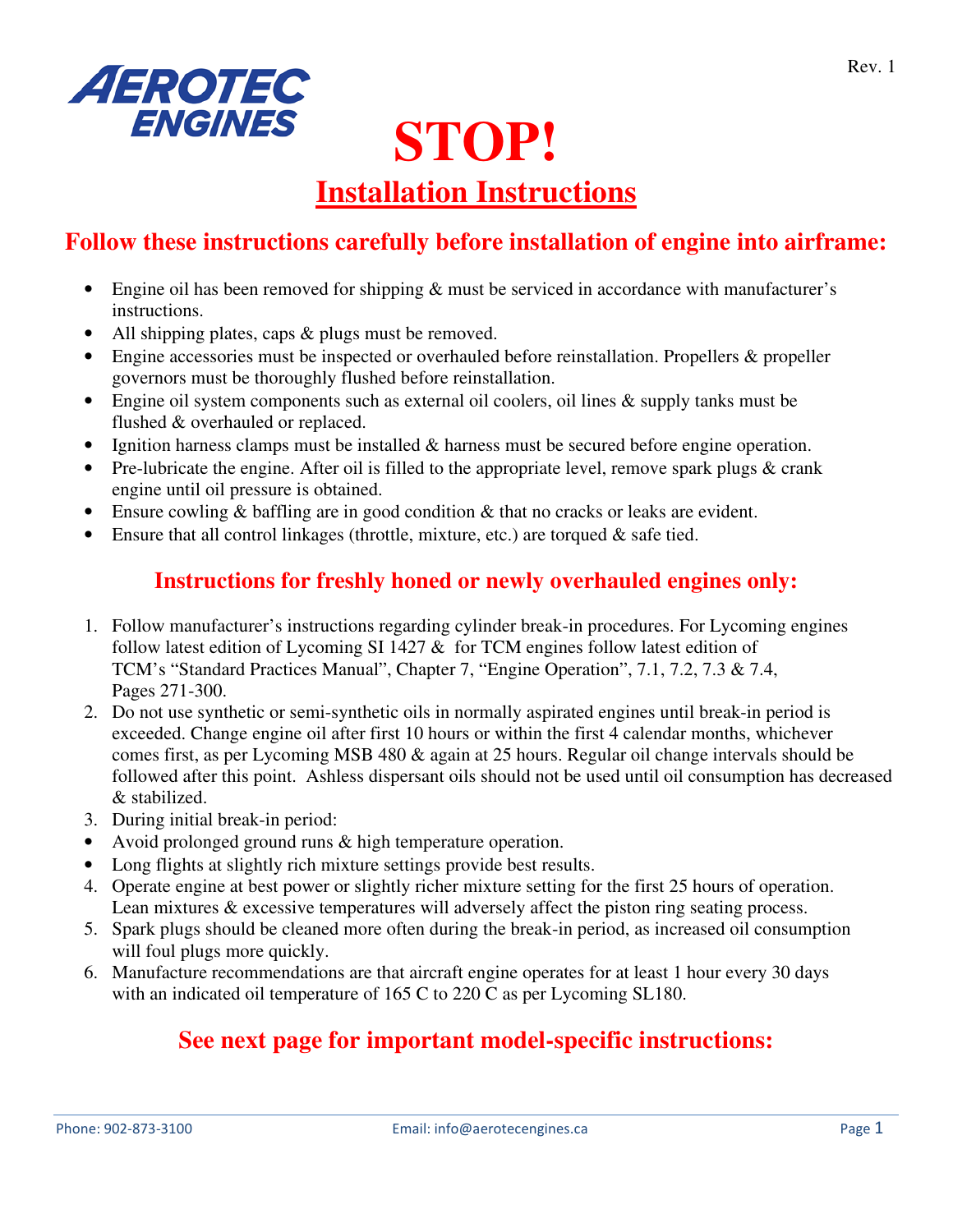AEROTEC ENGINES

Rev. 1

# STOP!

## Installation Instructions

### Follow these instructions carefully before installation of engine into airframe:

- Engine oil has been removed for shipping & must be serviced in accordance with manufacturer's instructions.
- All shipping plates, caps & plugs must be removed.
- Engine accessories must be inspected or overhauled before reinstallation. Propellers & propeller governors must be thoroughly flushed before reinstallation.
- Engine oil system components such as external oil coolers, oil lines & supply tanks must be flushed & overhauled or replaced.
- Ignition harness clamps must be installed & harness must be secured before engine operation.
- Pre-lubricate the engine. After oil is filled to the appropriate level, remove spark plugs & crank engine until oil pressure is obtained.
- Ensure cowling & baffling are in good condition & that no cracks or leaks are evident.
- Ensure that all control linkages (throttle, mixture, etc.) are torqued & safe tied.

### Instructions for freshly honed or newly overhauled engines only:

1. Follow manufacturer's instructions regarding cylinder break-in procedures. For Lycoming engines follow latest edition of Lycoming SI 1427 & for TCM engines follow latest edition of TCM's "Standard Practices Manual", Chapter 7, "Engine Operation", 7.1, 7.2, 7.3 & 7.4, Pages 271-300.
2. Do not use synthetic or semi-synthetic oils in normally aspirated engines until break-in period is exceeded. Change engine oil after first 10 hours or within the first 4 calendar months, whichever comes first, as per Lycoming MSB 480 & again at 25 hours. Regular oil change intervals should be followed after this point. Ashless dispersant oils should not be used until oil consumption has decreased & stabilized.
3. During initial break-in period:
   - Avoid prolonged ground runs & high temperature operation.
   - Long flights at slightly rich mixture settings provide best results.
4. Operate engine at best power or slightly richer mixture setting for the first 25 hours of operation. Lean mixtures & excessive temperatures will adversely affect the piston ring seating process.
5. Spark plugs should be cleaned more often during the break-in period, as increased oil consumption will foul plugs more quickly.
6. Manufacture recommendations are that aircraft engine operates for at least 1 hour every 30 days with an indicated oil temperature of 165 C to 220 C as per Lycoming SL180.

### See next page for important model-specific instructions:

Phone: 902-873-3100 Email: info@aerotecengines.ca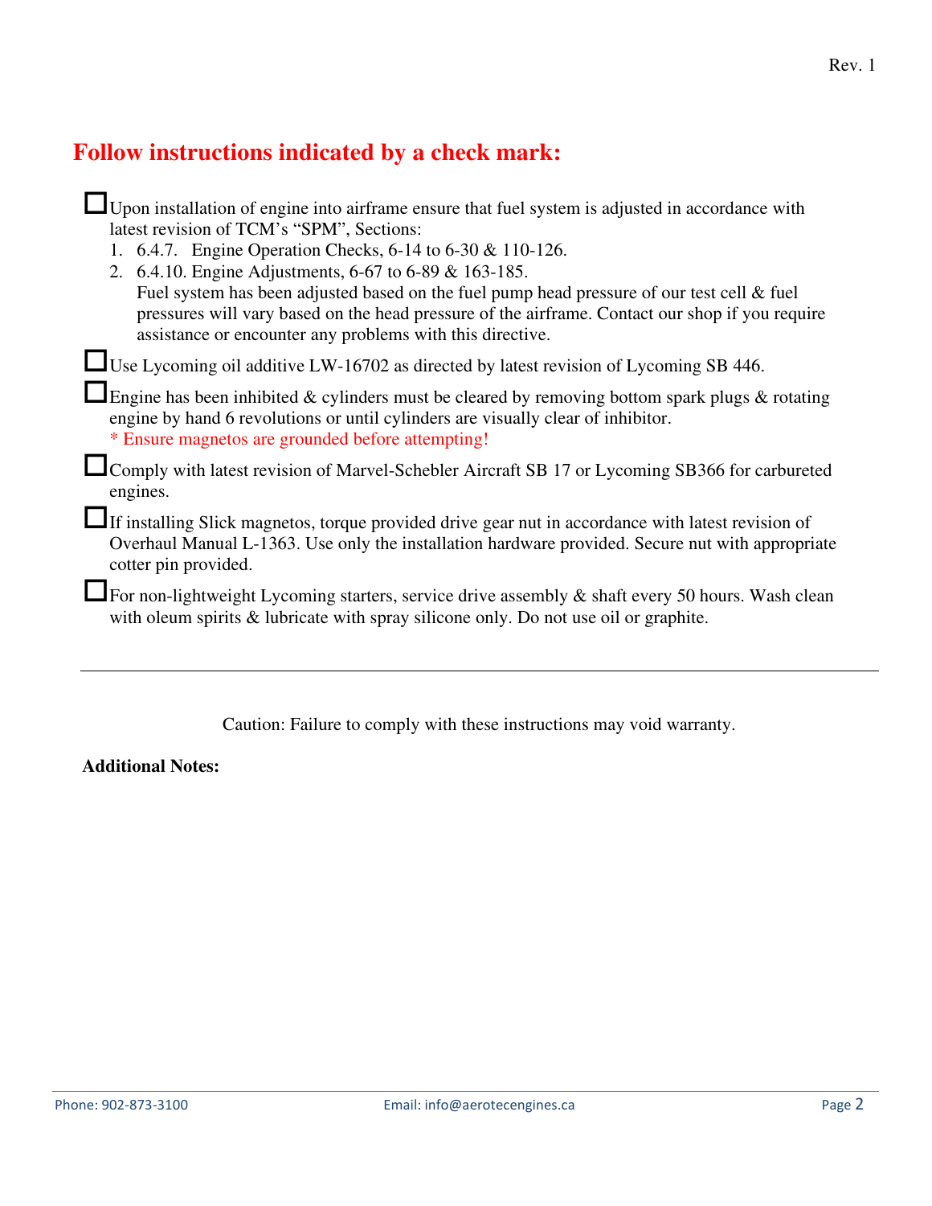# Follow instructions indicated by a check mark:

- ☐ Upon installation of engine into airframe ensure that fuel system is adjusted in accordance with latest revision of TCM's "SPM", Sections:
  1. 6.4.7. Engine Operation Checks, 6-14 to 6-30 & 110-126.
  2. 6.4.10. Engine Adjustments, 6-67 to 6-89 & 163-185.
     Fuel system has been adjusted based on the fuel pump head pressure of our test cell & fuel pressures will vary based on the head pressure of the airframe. Contact our shop if you require assistance or encounter any problems with this directive.
- ☐ Use Lycoming oil additive LW-16702 as directed by latest revision of Lycoming SB 446.
- ☐ Engine has been inhibited & cylinders must be cleared by removing bottom spark plugs & rotating engine by hand 6 revolutions or until cylinders are visually clear of inhibitor.
  * Ensure magnetos are grounded before attempting!
- ☐ Comply with latest revision of Marvel-Schebler Aircraft SB 17 or Lycoming SB366 for carbureted engines.
- ☐ If installing Slick magnetos, torque provided drive gear nut in accordance with latest revision of Overhaul Manual L-1363. Use only the installation hardware provided. Secure nut with appropriate cotter pin provided.
- ☐ For non-lightweight Lycoming starters, service drive assembly & shaft every 50 hours. Wash clean with oleum spirits & lubricate with spray silicone only. Do not use oil or graphite.

---

Caution: Failure to comply with these instructions may void warranty.

**Additional Notes:**